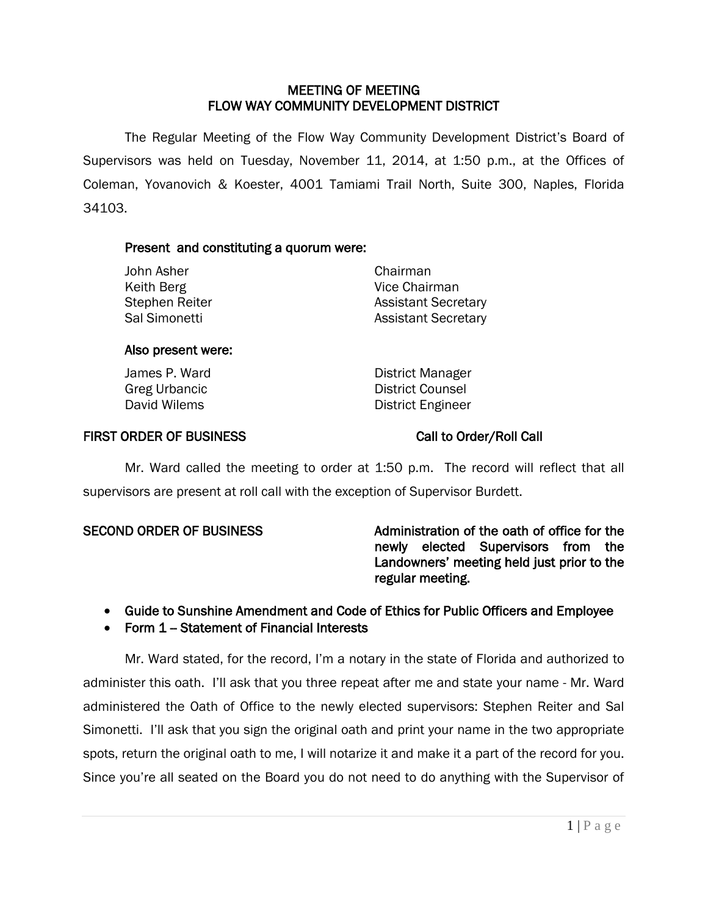# MEETING OF MEETING
# FLOW WAY COMMUNITY DEVELOPMENT DISTRICT

The Regular Meeting of the Flow Way Community Development District's Board of Supervisors was held on Tuesday, November 11, 2014, at 1:50 p.m., at the Offices of Coleman, Yovanovich & Koester, 4001 Tamiami Trail North, Suite 300, Naples, Florida 34103.

**Present and constituting a quorum were:**

| | |
|---|---|
| John Asher | Chairman |
| Keith Berg | Vice Chairman |
| Stephen Reiter | Assistant Secretary |
| Sal Simonetti | Assistant Secretary |

**Also present were:**

| | |
|---|---|
| James P. Ward | District Manager |
| Greg Urbancic | District Counsel |
| David Wilems | District Engineer |

**FIRST ORDER OF BUSINESS** **Call to Order/Roll Call**

Mr. Ward called the meeting to order at 1:50 p.m. The record will reflect that all supervisors are present at roll call with the exception of Supervisor Burdett.

**SECOND ORDER OF BUSINESS** **Administration of the oath of office for the newly elected Supervisors from the Landowners' meeting held just prior to the regular meeting.**

- **Guide to Sunshine Amendment and Code of Ethics for Public Officers and Employee**
- **Form 1 – Statement of Financial Interests**

Mr. Ward stated, for the record, I'm a notary in the state of Florida and authorized to administer this oath. I'll ask that you three repeat after me and state your name - Mr. Ward administered the Oath of Office to the newly elected supervisors: Stephen Reiter and Sal Simonetti. I'll ask that you sign the original oath and print your name in the two appropriate spots, return the original oath to me, I will notarize it and make it a part of the record for you. Since you're all seated on the Board you do not need to do anything with the Supervisor of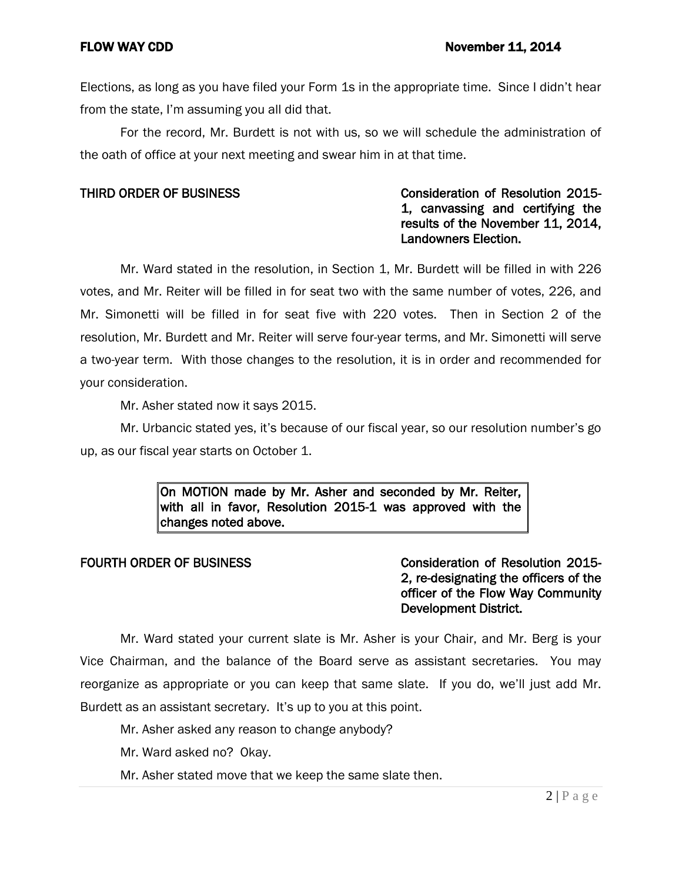Elections, as long as you have filed your Form 1s in the appropriate time. Since I didn't hear from the state, I'm assuming you all did that.

For the record, Mr. Burdett is not with us, so we will schedule the administration of the oath of office at your next meeting and swear him in at that time.

**THIRD ORDER OF BUSINESS** **Consideration of Resolution 2015-1, canvassing and certifying the results of the November 11, 2014, Landowners Election.**

Mr. Ward stated in the resolution, in Section 1, Mr. Burdett will be filled in with 226 votes, and Mr. Reiter will be filled in for seat two with the same number of votes, 226, and Mr. Simonetti will be filled in for seat five with 220 votes. Then in Section 2 of the resolution, Mr. Burdett and Mr. Reiter will serve four-year terms, and Mr. Simonetti will serve a two-year term. With those changes to the resolution, it is in order and recommended for your consideration.

Mr. Asher stated now it says 2015.

Mr. Urbancic stated yes, it's because of our fiscal year, so our resolution number's go up, as our fiscal year starts on October 1.

**On MOTION made by Mr. Asher and seconded by Mr. Reiter, with all in favor, Resolution 2015-1 was approved with the changes noted above.**

**FOURTH ORDER OF BUSINESS** **Consideration of Resolution 2015-2, re-designating the officers of the officer of the Flow Way Community Development District.**

Mr. Ward stated your current slate is Mr. Asher is your Chair, and Mr. Berg is your Vice Chairman, and the balance of the Board serve as assistant secretaries. You may reorganize as appropriate or you can keep that same slate. If you do, we'll just add Mr. Burdett as an assistant secretary. It's up to you at this point.

Mr. Asher asked any reason to change anybody?

Mr. Ward asked no? Okay.

Mr. Asher stated move that we keep the same slate then.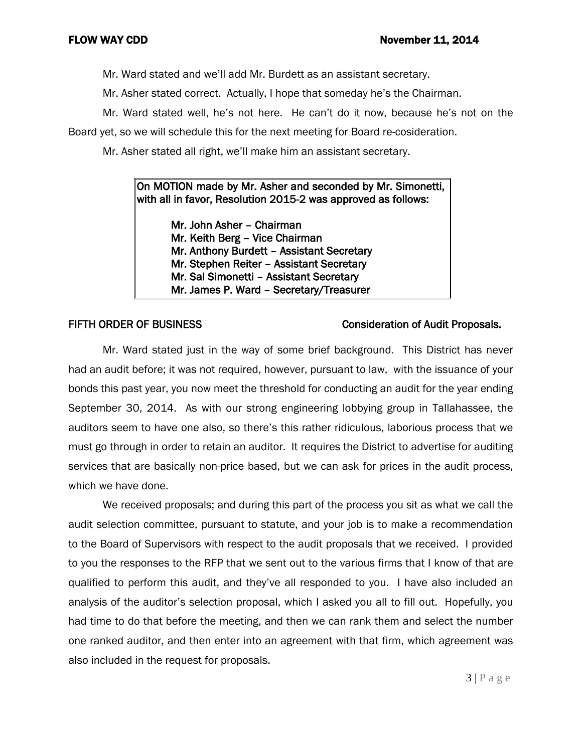Mr. Ward stated and we'll add Mr. Burdett as an assistant secretary.

Mr. Asher stated correct. Actually, I hope that someday he's the Chairman.

Mr. Ward stated well, he's not here. He can't do it now, because he's not on the Board yet, so we will schedule this for the next meeting for Board re-cosideration.

Mr. Asher stated all right, we'll make him an assistant secretary.

> On MOTION made by Mr. Asher and seconded by Mr. Simonetti, with all in favor, Resolution 2015-2 was approved as follows:
>
> Mr. John Asher – Chairman
> Mr. Keith Berg – Vice Chairman
> Mr. Anthony Burdett – Assistant Secretary
> Mr. Stephen Reiter – Assistant Secretary
> Mr. Sal Simonetti – Assistant Secretary
> Mr. James P. Ward – Secretary/Treasurer

**FIFTH ORDER OF BUSINESS — Consideration of Audit Proposals.**

Mr. Ward stated just in the way of some brief background. This District has never had an audit before; it was not required, however, pursuant to law, with the issuance of your bonds this past year, you now meet the threshold for conducting an audit for the year ending September 30, 2014. As with our strong engineering lobbying group in Tallahassee, the auditors seem to have one also, so there's this rather ridiculous, laborious process that we must go through in order to retain an auditor. It requires the District to advertise for auditing services that are basically non-price based, but we can ask for prices in the audit process, which we have done.

We received proposals; and during this part of the process you sit as what we call the audit selection committee, pursuant to statute, and your job is to make a recommendation to the Board of Supervisors with respect to the audit proposals that we received. I provided to you the responses to the RFP that we sent out to the various firms that I know of that are qualified to perform this audit, and they've all responded to you. I have also included an analysis of the auditor's selection proposal, which I asked you all to fill out. Hopefully, you had time to do that before the meeting, and then we can rank them and select the number one ranked auditor, and then enter into an agreement with that firm, which agreement was also included in the request for proposals.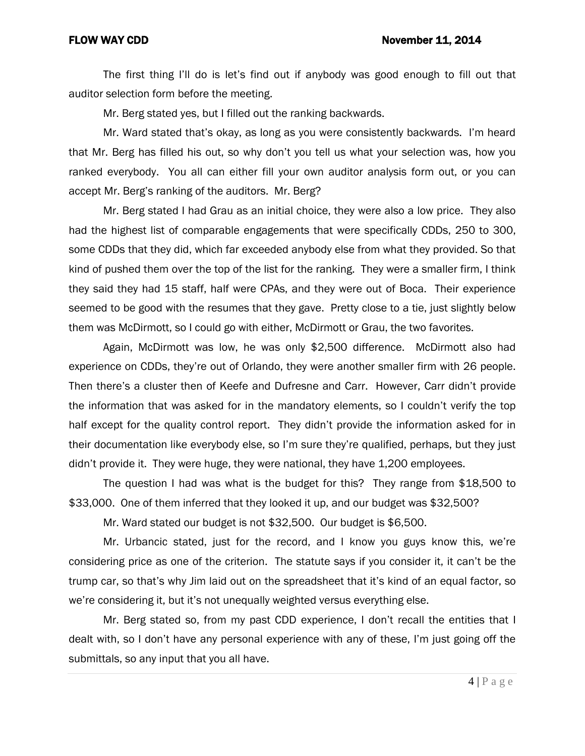The first thing I'll do is let's find out if anybody was good enough to fill out that auditor selection form before the meeting.

Mr. Berg stated yes, but I filled out the ranking backwards.

Mr. Ward stated that's okay, as long as you were consistently backwards. I'm heard that Mr. Berg has filled his out, so why don't you tell us what your selection was, how you ranked everybody. You all can either fill your own auditor analysis form out, or you can accept Mr. Berg's ranking of the auditors. Mr. Berg?

Mr. Berg stated I had Grau as an initial choice, they were also a low price. They also had the highest list of comparable engagements that were specifically CDDs, 250 to 300, some CDDs that they did, which far exceeded anybody else from what they provided. So that kind of pushed them over the top of the list for the ranking. They were a smaller firm, I think they said they had 15 staff, half were CPAs, and they were out of Boca. Their experience seemed to be good with the resumes that they gave. Pretty close to a tie, just slightly below them was McDirmott, so I could go with either, McDirmott or Grau, the two favorites.

Again, McDirmott was low, he was only $2,500 difference. McDirmott also had experience on CDDs, they're out of Orlando, they were another smaller firm with 26 people. Then there's a cluster then of Keefe and Dufresne and Carr. However, Carr didn't provide the information that was asked for in the mandatory elements, so I couldn't verify the top half except for the quality control report. They didn't provide the information asked for in their documentation like everybody else, so I'm sure they're qualified, perhaps, but they just didn't provide it. They were huge, they were national, they have 1,200 employees.

The question I had was what is the budget for this? They range from $18,500 to $33,000. One of them inferred that they looked it up, and our budget was $32,500?

Mr. Ward stated our budget is not $32,500. Our budget is $6,500.

Mr. Urbancic stated, just for the record, and I know you guys know this, we're considering price as one of the criterion. The statute says if you consider it, it can't be the trump car, so that's why Jim laid out on the spreadsheet that it's kind of an equal factor, so we're considering it, but it's not unequally weighted versus everything else.

Mr. Berg stated so, from my past CDD experience, I don't recall the entities that I dealt with, so I don't have any personal experience with any of these, I'm just going off the submittals, so any input that you all have.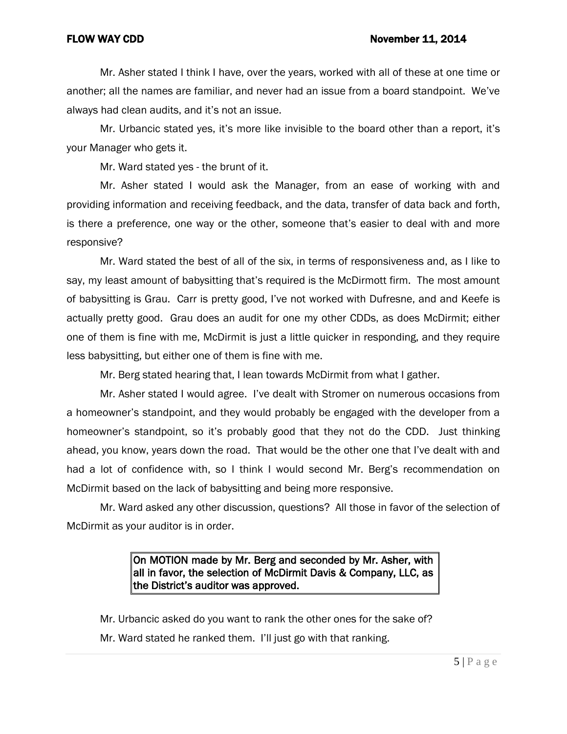Mr. Asher stated I think I have, over the years, worked with all of these at one time or another; all the names are familiar, and never had an issue from a board standpoint. We've always had clean audits, and it's not an issue.

Mr. Urbancic stated yes, it's more like invisible to the board other than a report, it's your Manager who gets it.

Mr. Ward stated yes - the brunt of it.

Mr. Asher stated I would ask the Manager, from an ease of working with and providing information and receiving feedback, and the data, transfer of data back and forth, is there a preference, one way or the other, someone that's easier to deal with and more responsive?

Mr. Ward stated the best of all of the six, in terms of responsiveness and, as I like to say, my least amount of babysitting that's required is the McDirmott firm. The most amount of babysitting is Grau. Carr is pretty good, I've not worked with Dufresne, and and Keefe is actually pretty good. Grau does an audit for one my other CDDs, as does McDirmit; either one of them is fine with me, McDirmit is just a little quicker in responding, and they require less babysitting, but either one of them is fine with me.

Mr. Berg stated hearing that, I lean towards McDirmit from what I gather.

Mr. Asher stated I would agree. I've dealt with Stromer on numerous occasions from a homeowner's standpoint, and they would probably be engaged with the developer from a homeowner's standpoint, so it's probably good that they not do the CDD. Just thinking ahead, you know, years down the road. That would be the other one that I've dealt with and had a lot of confidence with, so I think I would second Mr. Berg's recommendation on McDirmit based on the lack of babysitting and being more responsive.

Mr. Ward asked any other discussion, questions? All those in favor of the selection of McDirmit as your auditor is in order.

> **On MOTION made by Mr. Berg and seconded by Mr. Asher, with all in favor, the selection of McDirmit Davis & Company, LLC, as the District's auditor was approved.**

Mr. Urbancic asked do you want to rank the other ones for the sake of?

Mr. Ward stated he ranked them. I'll just go with that ranking.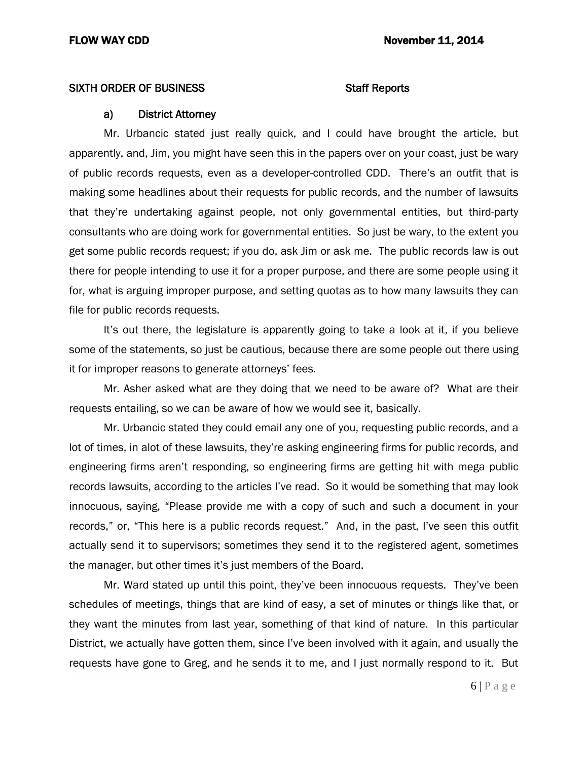## SIXTH ORDER OF BUSINESS Staff Reports

### a) District Attorney

Mr. Urbancic stated just really quick, and I could have brought the article, but apparently, and, Jim, you might have seen this in the papers over on your coast, just be wary of public records requests, even as a developer-controlled CDD. There's an outfit that is making some headlines about their requests for public records, and the number of lawsuits that they're undertaking against people, not only governmental entities, but third-party consultants who are doing work for governmental entities. So just be wary, to the extent you get some public records request; if you do, ask Jim or ask me. The public records law is out there for people intending to use it for a proper purpose, and there are some people using it for, what is arguing improper purpose, and setting quotas as to how many lawsuits they can file for public records requests.

It's out there, the legislature is apparently going to take a look at it, if you believe some of the statements, so just be cautious, because there are some people out there using it for improper reasons to generate attorneys' fees.

Mr. Asher asked what are they doing that we need to be aware of? What are their requests entailing, so we can be aware of how we would see it, basically.

Mr. Urbancic stated they could email any one of you, requesting public records, and a lot of times, in alot of these lawsuits, they're asking engineering firms for public records, and engineering firms aren't responding, so engineering firms are getting hit with mega public records lawsuits, according to the articles I've read. So it would be something that may look innocuous, saying, "Please provide me with a copy of such and such a document in your records," or, "This here is a public records request." And, in the past, I've seen this outfit actually send it to supervisors; sometimes they send it to the registered agent, sometimes the manager, but other times it's just members of the Board.

Mr. Ward stated up until this point, they've been innocuous requests. They've been schedules of meetings, things that are kind of easy, a set of minutes or things like that, or they want the minutes from last year, something of that kind of nature. In this particular District, we actually have gotten them, since I've been involved with it again, and usually the requests have gone to Greg, and he sends it to me, and I just normally respond to it. But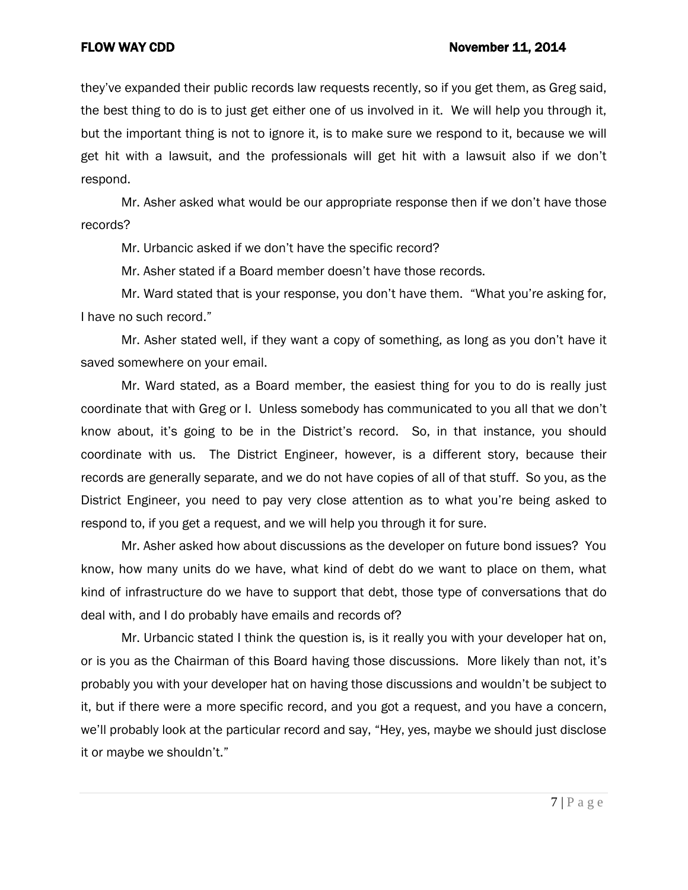they've expanded their public records law requests recently, so if you get them, as Greg said, the best thing to do is to just get either one of us involved in it. We will help you through it, but the important thing is not to ignore it, is to make sure we respond to it, because we will get hit with a lawsuit, and the professionals will get hit with a lawsuit also if we don't respond.

Mr. Asher asked what would be our appropriate response then if we don't have those records?

Mr. Urbancic asked if we don't have the specific record?

Mr. Asher stated if a Board member doesn't have those records.

Mr. Ward stated that is your response, you don't have them. "What you're asking for, I have no such record."

Mr. Asher stated well, if they want a copy of something, as long as you don't have it saved somewhere on your email.

Mr. Ward stated, as a Board member, the easiest thing for you to do is really just coordinate that with Greg or I. Unless somebody has communicated to you all that we don't know about, it's going to be in the District's record. So, in that instance, you should coordinate with us. The District Engineer, however, is a different story, because their records are generally separate, and we do not have copies of all of that stuff. So you, as the District Engineer, you need to pay very close attention as to what you're being asked to respond to, if you get a request, and we will help you through it for sure.

Mr. Asher asked how about discussions as the developer on future bond issues? You know, how many units do we have, what kind of debt do we want to place on them, what kind of infrastructure do we have to support that debt, those type of conversations that do deal with, and I do probably have emails and records of?

Mr. Urbancic stated I think the question is, is it really you with your developer hat on, or is you as the Chairman of this Board having those discussions. More likely than not, it's probably you with your developer hat on having those discussions and wouldn't be subject to it, but if there were a more specific record, and you got a request, and you have a concern, we'll probably look at the particular record and say, "Hey, yes, maybe we should just disclose it or maybe we shouldn't."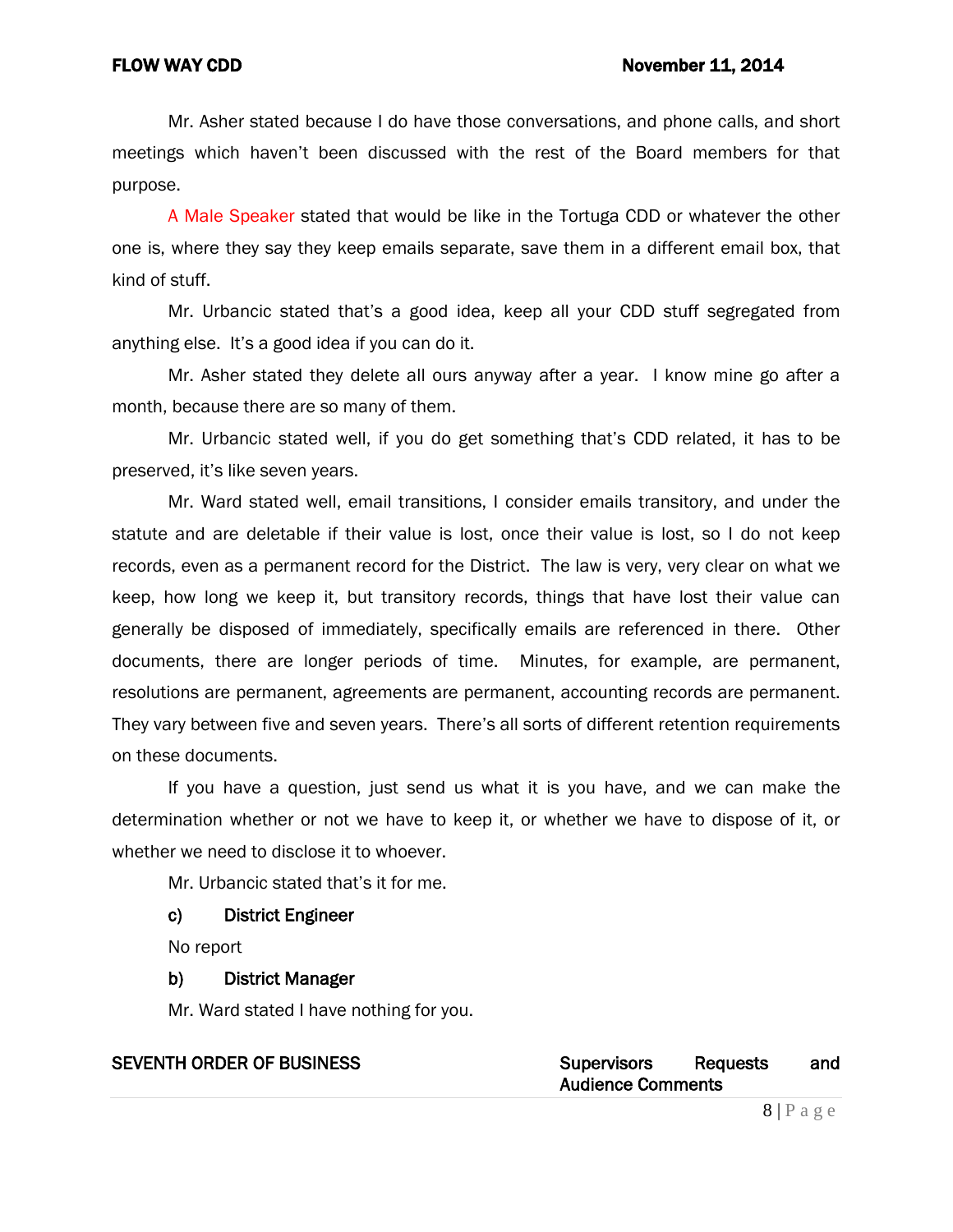Mr. Asher stated because I do have those conversations, and phone calls, and short meetings which haven't been discussed with the rest of the Board members for that purpose.

A Male Speaker stated that would be like in the Tortuga CDD or whatever the other one is, where they say they keep emails separate, save them in a different email box, that kind of stuff.

Mr. Urbancic stated that's a good idea, keep all your CDD stuff segregated from anything else. It's a good idea if you can do it.

Mr. Asher stated they delete all ours anyway after a year. I know mine go after a month, because there are so many of them.

Mr. Urbancic stated well, if you do get something that's CDD related, it has to be preserved, it's like seven years.

Mr. Ward stated well, email transitions, I consider emails transitory, and under the statute and are deletable if their value is lost, once their value is lost, so I do not keep records, even as a permanent record for the District. The law is very, very clear on what we keep, how long we keep it, but transitory records, things that have lost their value can generally be disposed of immediately, specifically emails are referenced in there. Other documents, there are longer periods of time. Minutes, for example, are permanent, resolutions are permanent, agreements are permanent, accounting records are permanent. They vary between five and seven years. There's all sorts of different retention requirements on these documents.

If you have a question, just send us what it is you have, and we can make the determination whether or not we have to keep it, or whether we have to dispose of it, or whether we need to disclose it to whoever.

Mr. Urbancic stated that's it for me.

**c) District Engineer**

No report

**b) District Manager**

Mr. Ward stated I have nothing for you.

**SEVENTH ORDER OF BUSINESS** **Supervisors Requests and Audience Comments**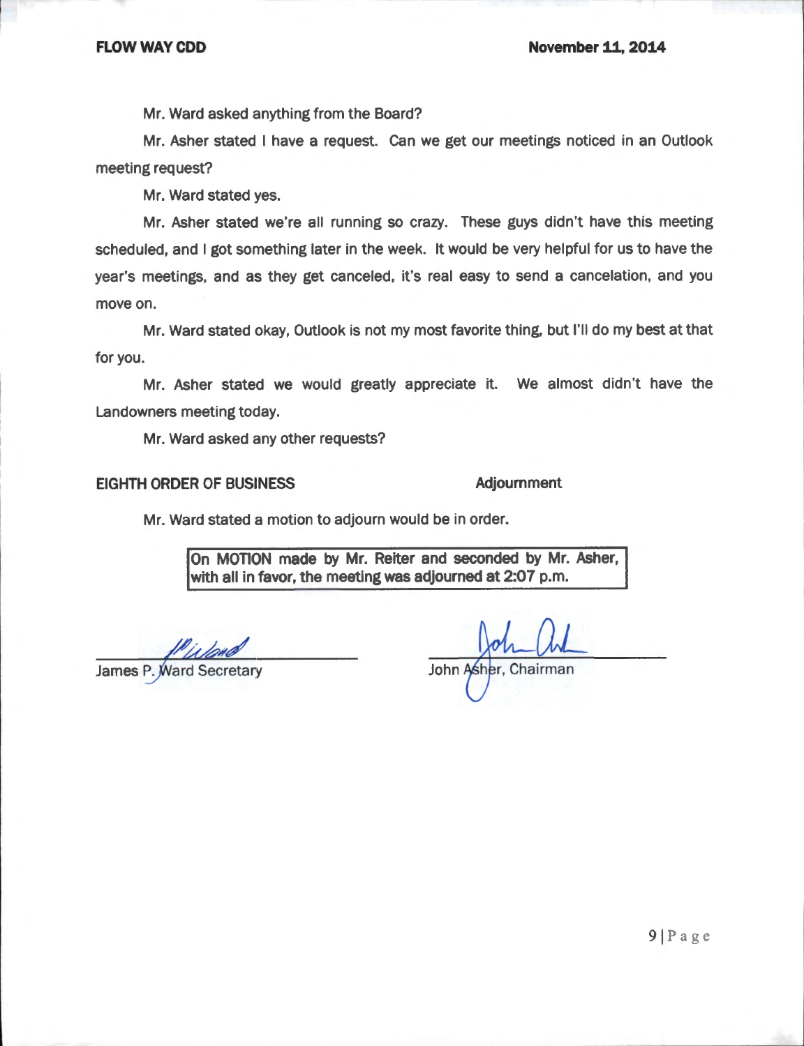Mr. Ward asked anything from the Board?

Mr. Asher stated I have a request. Can we get our meetings noticed in an Outlook meeting request?

Mr. Ward stated yes.

Mr. Asher stated we're all running so crazy. These guys didn't have this meeting scheduled, and I got something later in the week. It would be very helpful for us to have the year's meetings, and as they get canceled, it's real easy to send a cancelation, and you move on.

Mr. Ward stated okay, Outlook is not my most favorite thing, but I'll do my best at that for you.

Mr. Asher stated we would greatly appreciate it. We almost didn't have the Landowners meeting today.

Mr. Ward asked any other requests?

**EIGHTH ORDER OF BUSINESS** **Adjournment**

Mr. Ward stated a motion to adjourn would be in order.

> **On MOTION made by Mr. Reiter and seconded by Mr. Asher, with all in favor, the meeting was adjourned at 2:07 p.m.**

James P. Ward Secretary

John Asher, Chairman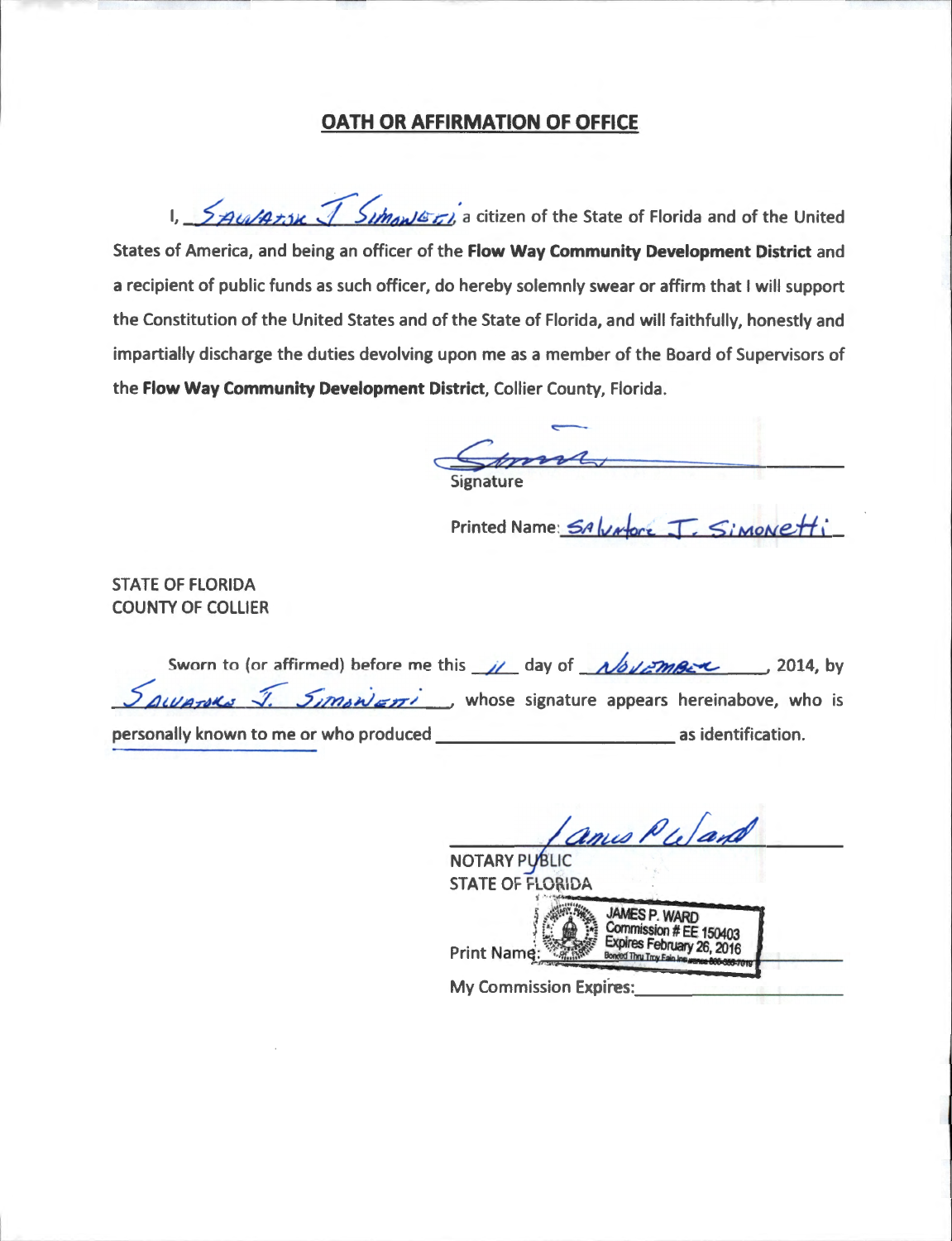## OATH OR AFFIRMATION OF OFFICE

I, Salvatore J. Simonetti, a citizen of the State of Florida and of the United States of America, and being an officer of the **Flow Way Community Development District** and a recipient of public funds as such officer, do hereby solemnly swear or affirm that I will support the Constitution of the United States and of the State of Florida, and will faithfully, honestly and impartially discharge the duties devolving upon me as a member of the Board of Supervisors of the **Flow Way Community Development District**, Collier County, Florida.

_______________________
Signature

Printed Name: Salvatore J. Simonetti

STATE OF FLORIDA
COUNTY OF COLLIER

Sworn to (or affirmed) before me this 11 day of November, 2014, by Salvatore J. Simonetti, whose signature appears hereinabove, who is personally known to me or who produced ____________ as identification.

_______________________
NOTARY PUBLIC
STATE OF FLORIDA

Print Name: JAMES P. WARD
Commission # EE 150403
Expires February 26, 2016
Bonded Thru Troy Fain Insurance 800-385-7019

My Commission Expires: ____________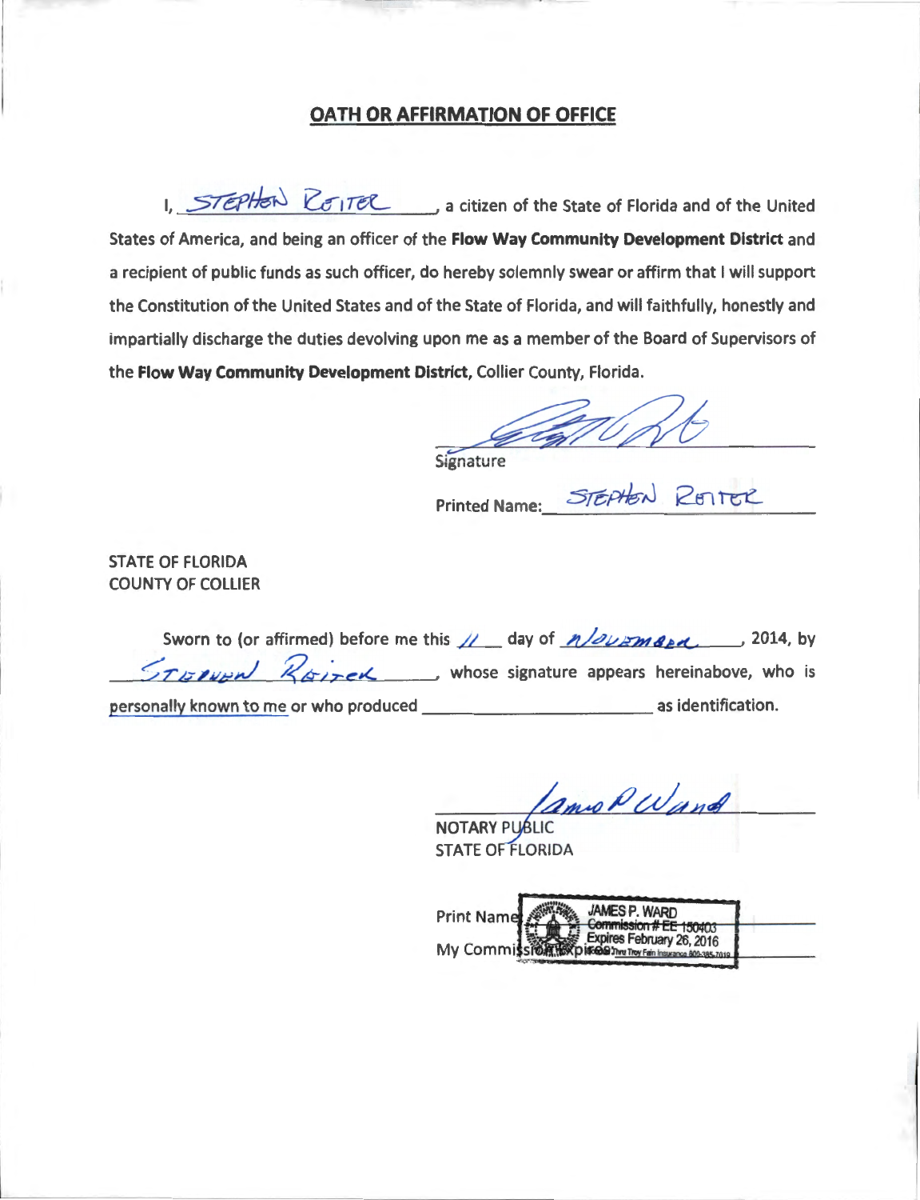## OATH OR AFFIRMATION OF OFFICE

I, STEPHEN REITER, a citizen of the State of Florida and of the United States of America, and being an officer of the **Flow Way Community Development District** and a recipient of public funds as such officer, do hereby solemnly swear or affirm that I will support the Constitution of the United States and of the State of Florida, and will faithfully, honestly and impartially discharge the duties devolving upon me as a member of the Board of Supervisors of the **Flow Way Community Development District**, Collier County, Florida.

Signature

Printed Name: STEPHEN REITER

STATE OF FLORIDA
COUNTY OF COLLIER

Sworn to (or affirmed) before me this 11 day of November, 2014, by STEPHEN REITER, whose signature appears hereinabove, who is personally known to me or who produced ______________________ as identification.

NOTARY PUBLIC
STATE OF FLORIDA

Print Name: JAMES P. WARD
My Commission Expires: Commission # EE 150403 Expires February 26, 2016 Bonded Thru Troy Fain Insurance 800-385-7019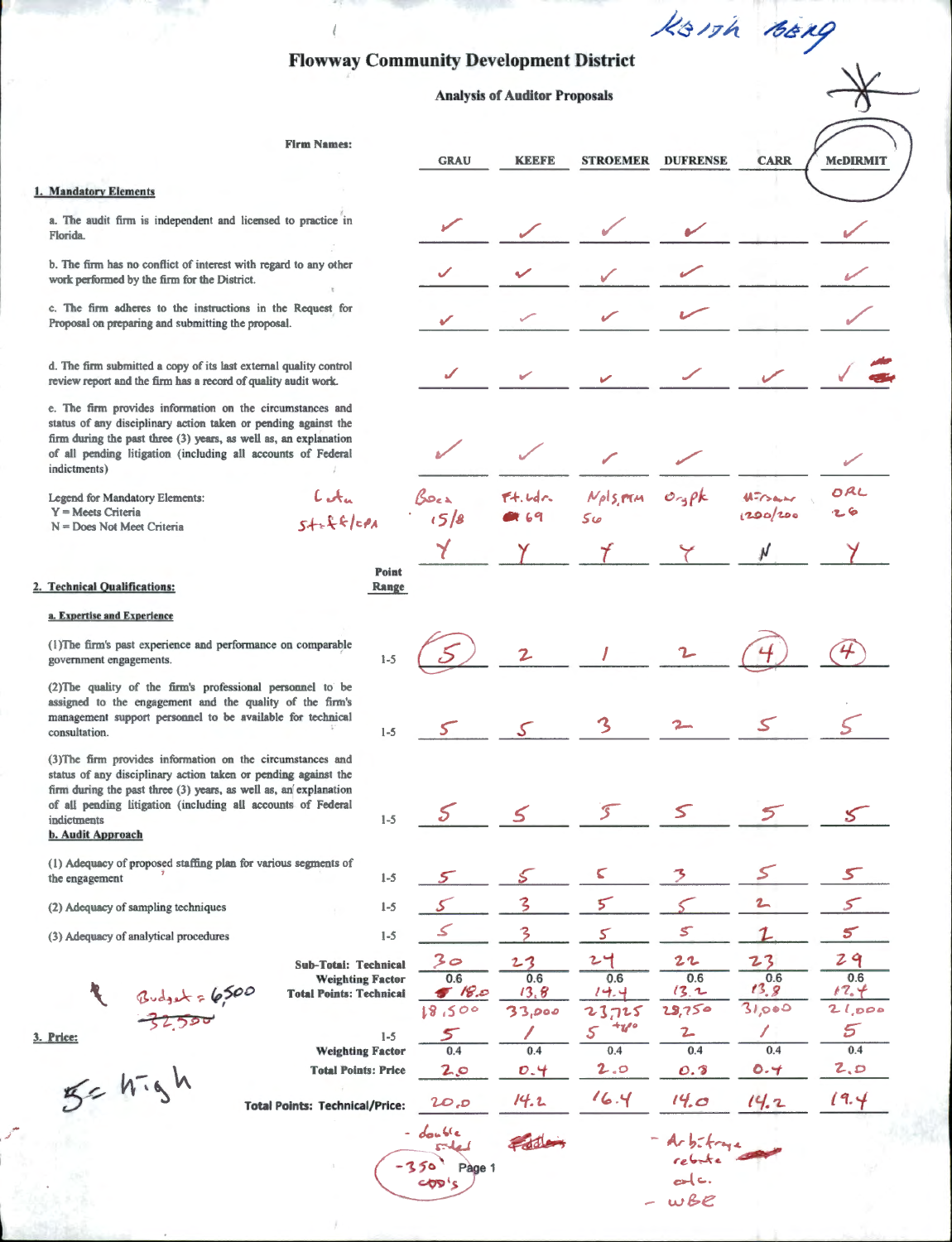Keith Berg

# Flowway Community Development District

## Analysis of Auditor Proposals

| Firm Names: | Point Range | GRAU | KEEFE | STROEMER | DUFRENSE | CARR | McDIRMIT |
|---|---|---|---|---|---|---|---|
| **1. Mandatory Elements** | | | | | | | |
| a. The audit firm is independent and licensed to practice in Florida. | | ✓ | ✓ | ✓ | ✓ | | ✓ |
| b. The firm has no conflict of interest with regard to any other work performed by the firm for the District. | | ✓ | ✓ | ✓ | ✓ | | ✓ |
| c. The firm adheres to the instructions in the Request for Proposal on preparing and submitting the proposal. | | ✓ | ✓ | ✓ | ✓ | | ✓ |
| d. The firm submitted a copy of its last external quality control review report and the firm has a record of quality audit work. | | ✓ | ✓ | ✓ | ✓ | ✓ | ✓ |
| e. The firm provides information on the circumstances and status of any disciplinary action taken or pending against the firm during the past three (3) years, as well as, an explanation of all pending litigation (including all accounts of Federal indictments) | | ✓ | ✓ | ✓ | ✓ | | ✓ |
| Legend for Mandatory Elements: Y = Meets Criteria N = Does Not Meet Criteria (Loctn Staff/CPA) | | Boca 15/8 | Ft. Ldr. 69 | Npls, Ftm 56 | Orng Pk | Miami 1200/200 | ORL 26 |
| | | Y | Y | Y | Y | N | Y |
| **2. Technical Qualifications:** | | | | | | | |
| **a. Expertise and Experience** | | | | | | | |
| (1) The firm's past experience and performance on comparable government engagements. | 1-5 | 5 | 2 | 1 | 2 | 4 | 4 |
| (2) The quality of the firm's professional personnel to be assigned to the engagement and the quality of the firm's management support personnel to be available for technical consultation. | 1-5 | 5 | 5 | 3 | 2 | 5 | 5 |
| (3) The firm provides information on the circumstances and status of any disciplinary action taken or pending against the firm during the past three (3) years, as well as, an explanation of all pending litigation (including all accounts of Federal indictments) | 1-5 | 5 | 5 | 5 | 5 | 5 | 5 |
| **b. Audit Approach** | | | | | | | |
| (1) Adequacy of proposed staffing plan for various segments of the engagement | 1-5 | 5 | 5 | 5 | 3 | 5 | 5 |
| (2) Adequacy of sampling techniques | 1-5 | 5 | 3 | 5 | 5 | 2 | 5 |
| (3) Adequacy of analytical procedures | 1-5 | 5 | 3 | 5 | 5 | 1 | 5 |
| Sub-Total: Technical | | 30 | 23 | 24 | 22 | 23 | 29 |
| Weighting Factor | | 0.6 | 0.6 | 0.6 | 0.6 | 0.6 | 0.6 |
| Total Points: Technical | | 18.0 | 13.8 | 14.4 | 13.2 | 13.8 | 17.4 |
| Budget = 6,500 ~~32,500~~ | | 18,500 | 33,000 | 23,725 | 28,750 | 31,000 | 21,000 |
| **3. Price:** | 1-5 | 5 | 1 | 5 +$40 | 2 | 1 | 5 |
| Weighting Factor | | 0.4 | 0.4 | 0.4 | 0.4 | 0.4 | 0.4 |
| Total Points: Price | | 2.0 | 0.4 | 2.0 | 0.8 | 0.4 | 2.0 |
| **Total Points: Technical/Price:** | | 20.0 | 14.2 | 16.4 | 14.0 | 14.2 | 19.4 |

5 = high

- double sided
- -350 CDD's
- Arbitrage rebate calc.
- WBE